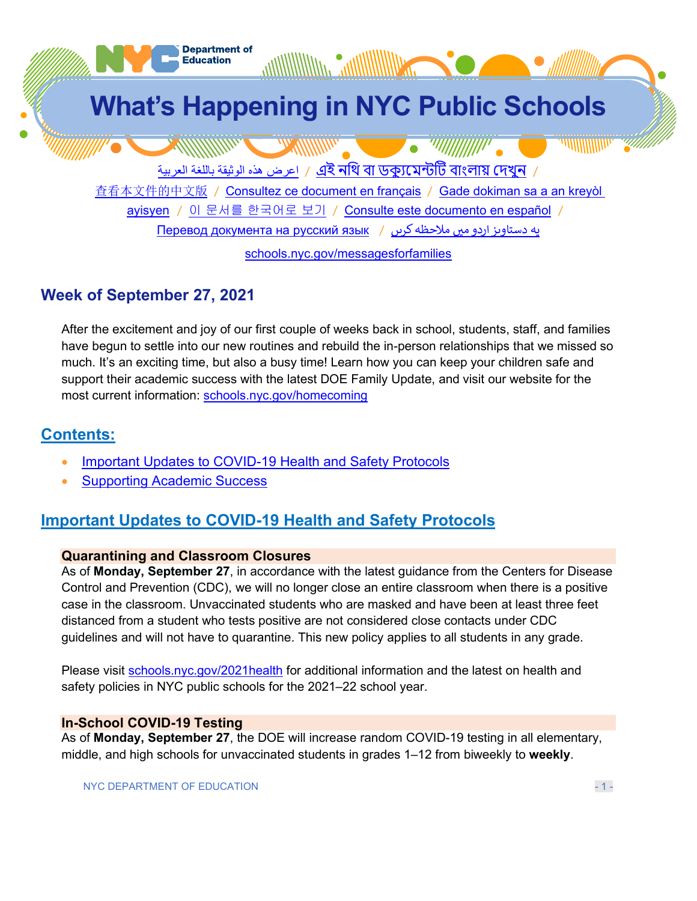# What's Happening in NYC Public Schools

اعرض هذه الوثيقة باللغة العربية / এই নথি বা ডক্যুমেন্টটি বাংলায় দেখুন / 查看本文件的中文版 / Consultez ce document en français / Gade dokiman sa a an kreyòl ayisyen / 이 문서를 한국어로 보기 / Consulte este documento en español / Перевод документа на русский язык / یہ دستاویز اردو میں ملاحظہ کریں

schools.nyc.gov/messagesforfamilies

## Week of September 27, 2021

After the excitement and joy of our first couple of weeks back in school, students, staff, and families have begun to settle into our new routines and rebuild the in-person relationships that we missed so much. It's an exciting time, but also a busy time! Learn how you can keep your children safe and support their academic success with the latest DOE Family Update, and visit our website for the most current information: schools.nyc.gov/homecoming

## Contents:

- Important Updates to COVID-19 Health and Safety Protocols
- Supporting Academic Success

## Important Updates to COVID-19 Health and Safety Protocols

### Quarantining and Classroom Closures

As of **Monday, September 27**, in accordance with the latest guidance from the Centers for Disease Control and Prevention (CDC), we will no longer close an entire classroom when there is a positive case in the classroom. Unvaccinated students who are masked and have been at least three feet distanced from a student who tests positive are not considered close contacts under CDC guidelines and will not have to quarantine. This new policy applies to all students in any grade.

Please visit schools.nyc.gov/2021health for additional information and the latest on health and safety policies in NYC public schools for the 2021–22 school year.

### In-School COVID-19 Testing

As of **Monday, September 27**, the DOE will increase random COVID-19 testing in all elementary, middle, and high schools for unvaccinated students in grades 1–12 from biweekly to **weekly**.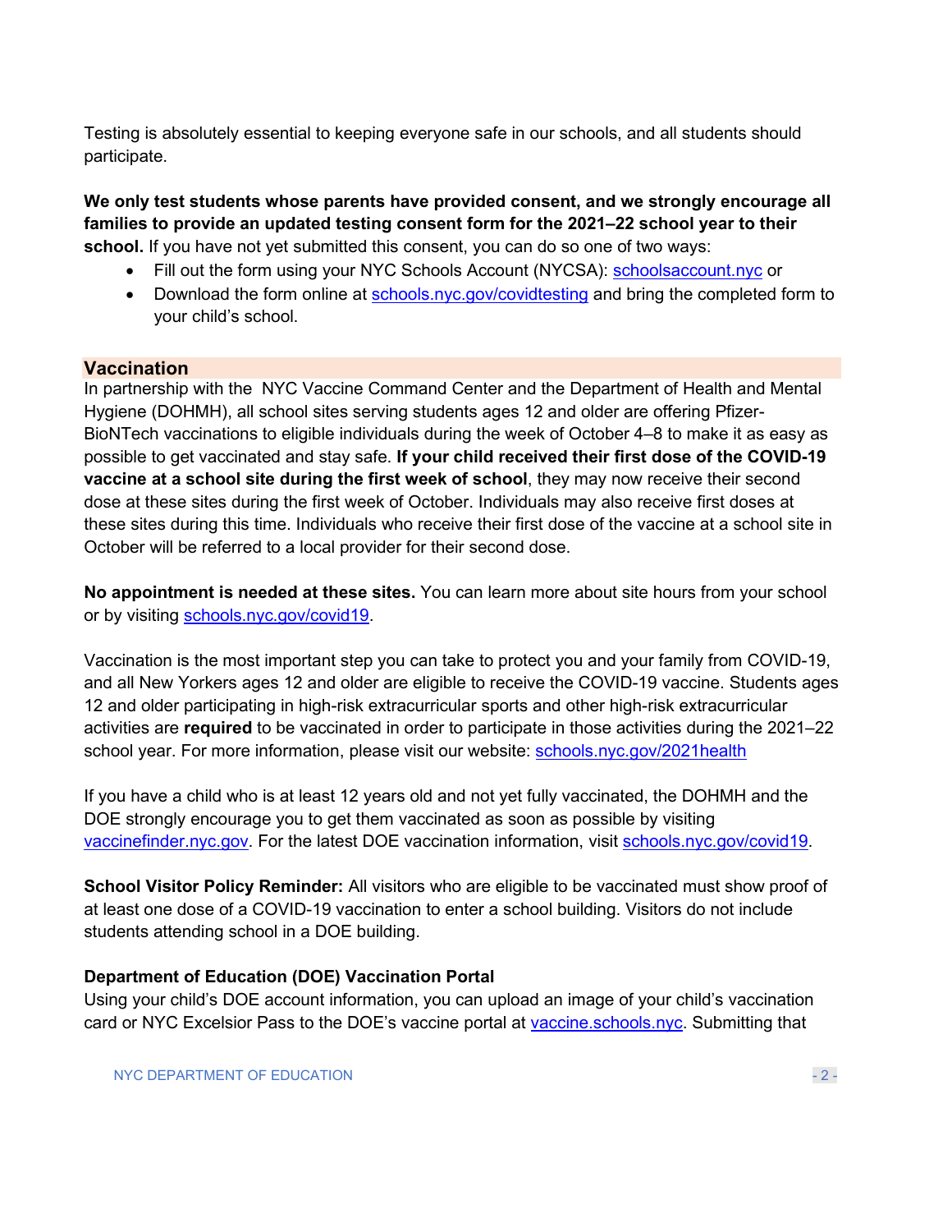Testing is absolutely essential to keeping everyone safe in our schools, and all students should participate.

**We only test students whose parents have provided consent, and we strongly encourage all families to provide an updated testing consent form for the 2021–22 school year to their school.** If you have not yet submitted this consent, you can do so one of two ways:

- Fill out the form using your NYC Schools Account (NYCSA): [schoolsaccount.nyc](schoolsaccount.nyc) or
- Download the form online at [schools.nyc.gov/covidtesting](schools.nyc.gov/covidtesting) and bring the completed form to your child's school.

## Vaccination

In partnership with the NYC Vaccine Command Center and the Department of Health and Mental Hygiene (DOHMH), all school sites serving students ages 12 and older are offering Pfizer-BioNTech vaccinations to eligible individuals during the week of October 4–8 to make it as easy as possible to get vaccinated and stay safe. **If your child received their first dose of the COVID-19 vaccine at a school site during the first week of school**, they may now receive their second dose at these sites during the first week of October. Individuals may also receive first doses at these sites during this time. Individuals who receive their first dose of the vaccine at a school site in October will be referred to a local provider for their second dose.

**No appointment is needed at these sites.** You can learn more about site hours from your school or by visiting [schools.nyc.gov/covid19](schools.nyc.gov/covid19).

Vaccination is the most important step you can take to protect you and your family from COVID-19, and all New Yorkers ages 12 and older are eligible to receive the COVID-19 vaccine. Students ages 12 and older participating in high-risk extracurricular sports and other high-risk extracurricular activities are **required** to be vaccinated in order to participate in those activities during the 2021–22 school year. For more information, please visit our website: [schools.nyc.gov/2021health](schools.nyc.gov/2021health)

If you have a child who is at least 12 years old and not yet fully vaccinated, the DOHMH and the DOE strongly encourage you to get them vaccinated as soon as possible by visiting [vaccinefinder.nyc.gov](vaccinefinder.nyc.gov). For the latest DOE vaccination information, visit [schools.nyc.gov/covid19](schools.nyc.gov/covid19).

**School Visitor Policy Reminder:** All visitors who are eligible to be vaccinated must show proof of at least one dose of a COVID-19 vaccination to enter a school building. Visitors do not include students attending school in a DOE building.

### Department of Education (DOE) Vaccination Portal

Using your child's DOE account information, you can upload an image of your child's vaccination card or NYC Excelsior Pass to the DOE's vaccine portal at [vaccine.schools.nyc](vaccine.schools.nyc). Submitting that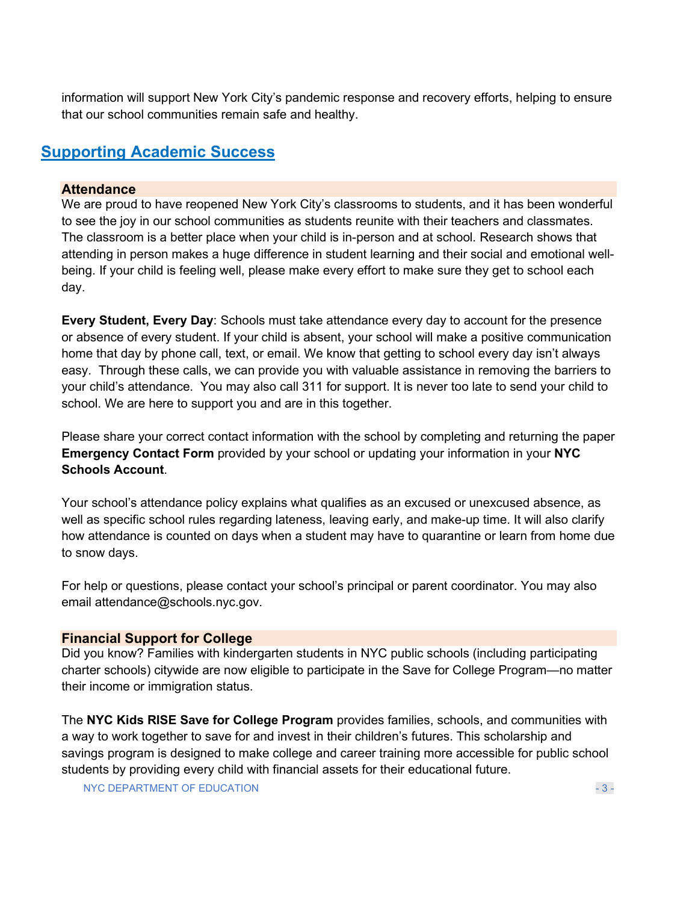information will support New York City's pandemic response and recovery efforts, helping to ensure that our school communities remain safe and healthy.

## Supporting Academic Success

### Attendance

We are proud to have reopened New York City's classrooms to students, and it has been wonderful to see the joy in our school communities as students reunite with their teachers and classmates. The classroom is a better place when your child is in-person and at school. Research shows that attending in person makes a huge difference in student learning and their social and emotional well-being. If your child is feeling well, please make every effort to make sure they get to school each day.

**Every Student, Every Day**: Schools must take attendance every day to account for the presence or absence of every student. If your child is absent, your school will make a positive communication home that day by phone call, text, or email. We know that getting to school every day isn't always easy. Through these calls, we can provide you with valuable assistance in removing the barriers to your child's attendance. You may also call 311 for support. It is never too late to send your child to school. We are here to support you and are in this together.

Please share your correct contact information with the school by completing and returning the paper **Emergency Contact Form** provided by your school or updating your information in your **NYC Schools Account**.

Your school's attendance policy explains what qualifies as an excused or unexcused absence, as well as specific school rules regarding lateness, leaving early, and make-up time. It will also clarify how attendance is counted on days when a student may have to quarantine or learn from home due to snow days.

For help or questions, please contact your school's principal or parent coordinator. You may also email attendance@schools.nyc.gov.

### Financial Support for College

Did you know? Families with kindergarten students in NYC public schools (including participating charter schools) citywide are now eligible to participate in the Save for College Program—no matter their income or immigration status.

The **NYC Kids RISE Save for College Program** provides families, schools, and communities with a way to work together to save for and invest in their children's futures. This scholarship and savings program is designed to make college and career training more accessible for public school students by providing every child with financial assets for their educational future.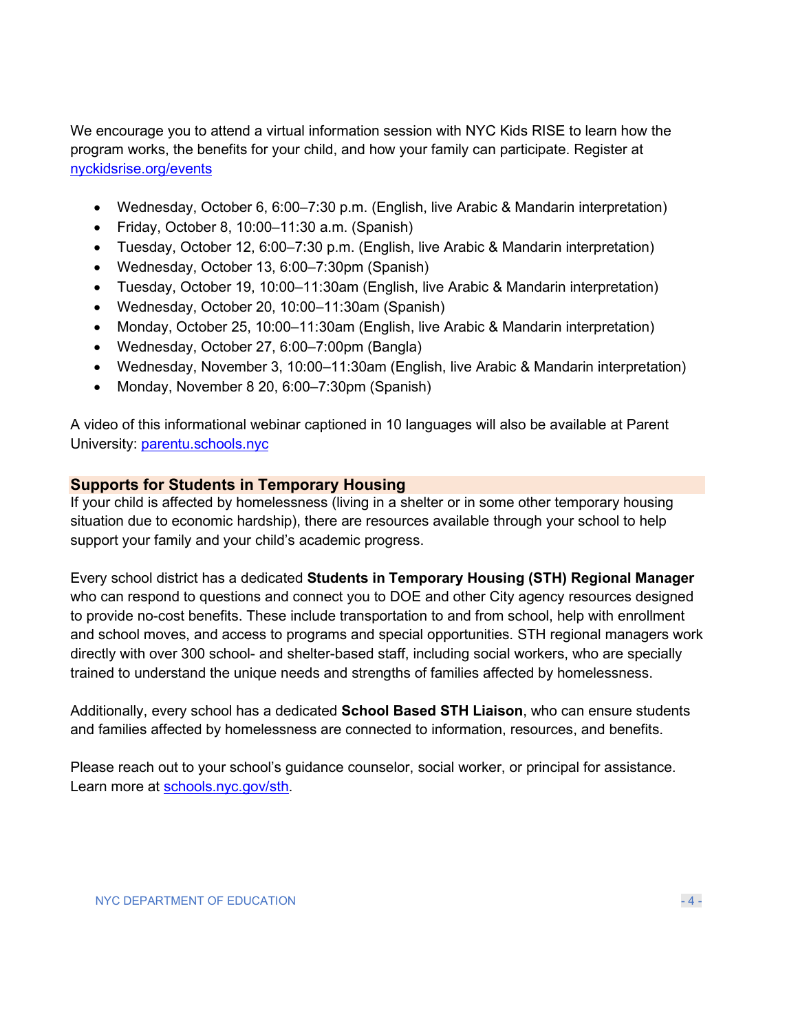We encourage you to attend a virtual information session with NYC Kids RISE to learn how the program works, the benefits for your child, and how your family can participate. Register at [nyckidsrise.org/events](nyckidsrise.org/events)

- Wednesday, October 6, 6:00–7:30 p.m. (English, live Arabic & Mandarin interpretation)
- Friday, October 8, 10:00–11:30 a.m. (Spanish)
- Tuesday, October 12, 6:00–7:30 p.m. (English, live Arabic & Mandarin interpretation)
- Wednesday, October 13, 6:00–7:30pm (Spanish)
- Tuesday, October 19, 10:00–11:30am (English, live Arabic & Mandarin interpretation)
- Wednesday, October 20, 10:00–11:30am (Spanish)
- Monday, October 25, 10:00–11:30am (English, live Arabic & Mandarin interpretation)
- Wednesday, October 27, 6:00–7:00pm (Bangla)
- Wednesday, November 3, 10:00–11:30am (English, live Arabic & Mandarin interpretation)
- Monday, November 8 20, 6:00–7:30pm (Spanish)

A video of this informational webinar captioned in 10 languages will also be available at Parent University: [parentu.schools.nyc](parentu.schools.nyc)

## Supports for Students in Temporary Housing

If your child is affected by homelessness (living in a shelter or in some other temporary housing situation due to economic hardship), there are resources available through your school to help support your family and your child's academic progress.

Every school district has a dedicated **Students in Temporary Housing (STH) Regional Manager** who can respond to questions and connect you to DOE and other City agency resources designed to provide no-cost benefits. These include transportation to and from school, help with enrollment and school moves, and access to programs and special opportunities. STH regional managers work directly with over 300 school- and shelter-based staff, including social workers, who are specially trained to understand the unique needs and strengths of families affected by homelessness.

Additionally, every school has a dedicated **School Based STH Liaison**, who can ensure students and families affected by homelessness are connected to information, resources, and benefits.

Please reach out to your school's guidance counselor, social worker, or principal for assistance. Learn more at [schools.nyc.gov/sth](schools.nyc.gov/sth).